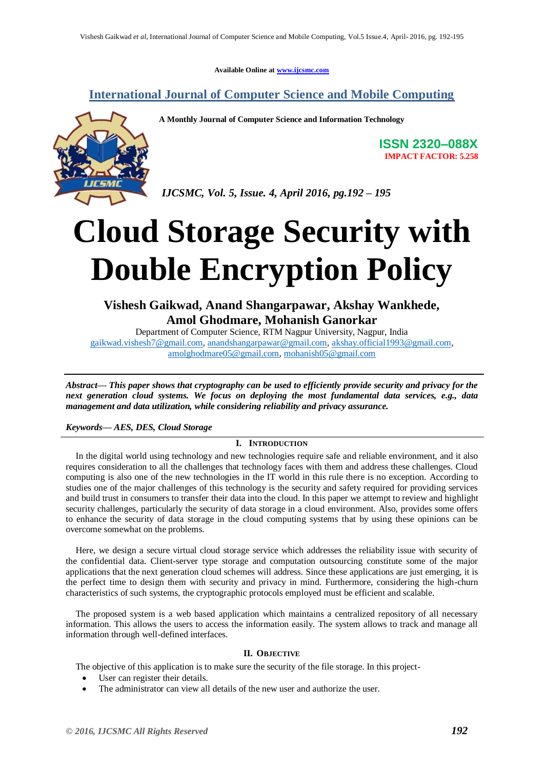Available Online at www.ijcsmc.com

**International Journal of Computer Science and Mobile Computing**

**A Monthly Journal of Computer Science and Information Technology**

**ISSN 2320–088X**
**IMPACT FACTOR: 5.258**

# Cloud Storage Security with Double Encryption Policy

**Vishesh Gaikwad, Anand Shangarpawar, Akshay Wankhede, Amol Ghodmare, Mohanish Ganorkar**

Department of Computer Science, RTM Nagpur University, Nagpur, India
gaikwad.vishesh7@gmail.com, anandshangarpawar@gmail.com, akshay.official1993@gmail.com, amolghodmare05@gmail.com, mohanish05@gmail.com

***Abstract— This paper shows that cryptography can be used to efficiently provide security and privacy for the next generation cloud systems. We focus on deploying the most fundamental data services, e.g., data management and data utilization, while considering reliability and privacy assurance.***

***Keywords— AES, DES, Cloud Storage***

## I. Introduction

In the digital world using technology and new technologies require safe and reliable environment, and it also requires consideration to all the challenges that technology faces with them and address these challenges. Cloud computing is also one of the new technologies in the IT world in this rule there is no exception. According to studies one of the major challenges of this technology is the security and safety required for providing services and build trust in consumers to transfer their data into the cloud. In this paper we attempt to review and highlight security challenges, particularly the security of data storage in a cloud environment. Also, provides some offers to enhance the security of data storage in the cloud computing systems that by using these opinions can be overcome somewhat on the problems.

Here, we design a secure virtual cloud storage service which addresses the reliability issue with security of the confidential data. Client-server type storage and computation outsourcing constitute some of the major applications that the next generation cloud schemes will address. Since these applications are just emerging, it is the perfect time to design them with security and privacy in mind. Furthermore, considering the high-churn characteristics of such systems, the cryptographic protocols employed must be efficient and scalable.

The proposed system is a web based application which maintains a centralized repository of all necessary information. This allows the users to access the information easily. The system allows to track and manage all information through well-defined interfaces.

## II. Objective

The objective of this application is to make sure the security of the file storage. In this project-

- User can register their details.
- The administrator can view all details of the new user and authorize the user.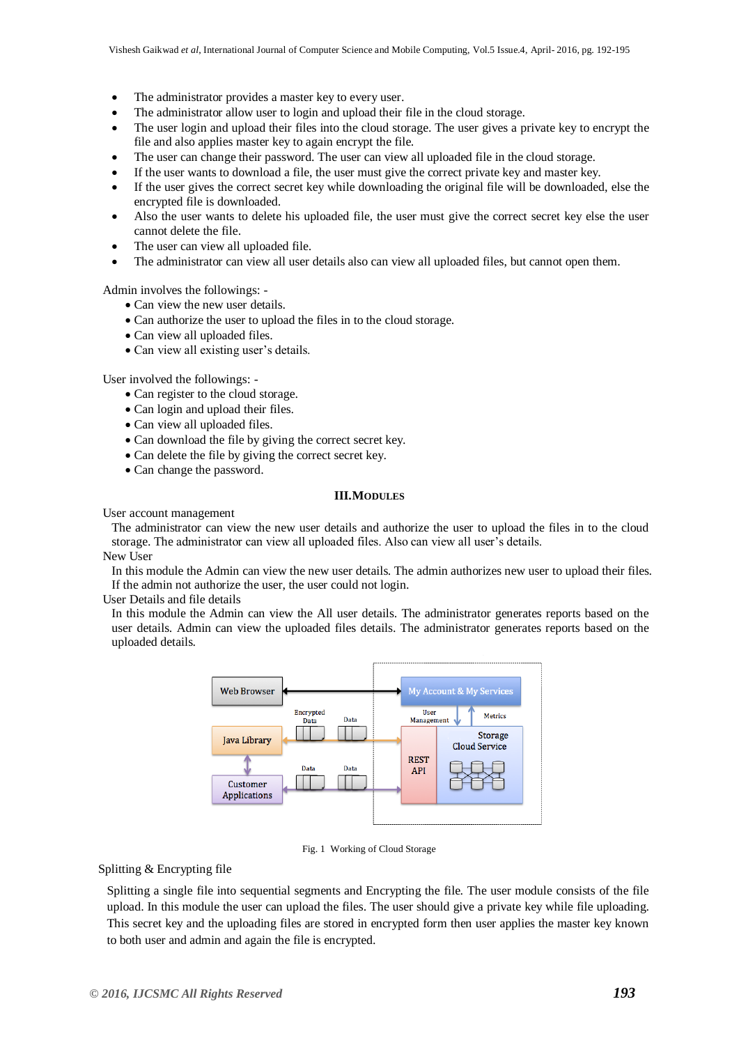- The administrator provides a master key to every user.
- The administrator allow user to login and upload their file in the cloud storage.
- The user login and upload their files into the cloud storage. The user gives a private key to encrypt the file and also applies master key to again encrypt the file.
- The user can change their password. The user can view all uploaded file in the cloud storage.
- If the user wants to download a file, the user must give the correct private key and master key.
- If the user gives the correct secret key while downloading the original file will be downloaded, else the encrypted file is downloaded.
- Also the user wants to delete his uploaded file, the user must give the correct secret key else the user cannot delete the file.
- The user can view all uploaded file.
- The administrator can view all user details also can view all uploaded files, but cannot open them.

Admin involves the followings: -

- Can view the new user details.
- Can authorize the user to upload the files in to the cloud storage.
- Can view all uploaded files.
- Can view all existing user's details.

User involved the followings: -

- Can register to the cloud storage.
- Can login and upload their files.
- Can view all uploaded files.
- Can download the file by giving the correct secret key.
- Can delete the file by giving the correct secret key.
- Can change the password.

## III. MODULES

User account management

The administrator can view the new user details and authorize the user to upload the files in to the cloud storage. The administrator can view all uploaded files. Also can view all user's details.

New User

In this module the Admin can view the new user details. The admin authorizes new user to upload their files. If the admin not authorize the user, the user could not login.

User Details and file details

In this module the Admin can view the All user details. The administrator generates reports based on the user details. Admin can view the uploaded files details. The administrator generates reports based on the uploaded details.

Fig. 1 Working of Cloud Storage

Splitting & Encrypting file

Splitting a single file into sequential segments and Encrypting the file. The user module consists of the file upload. In this module the user can upload the files. The user should give a private key while file uploading. This secret key and the uploading files are stored in encrypted form then user applies the master key known to both user and admin and again the file is encrypted.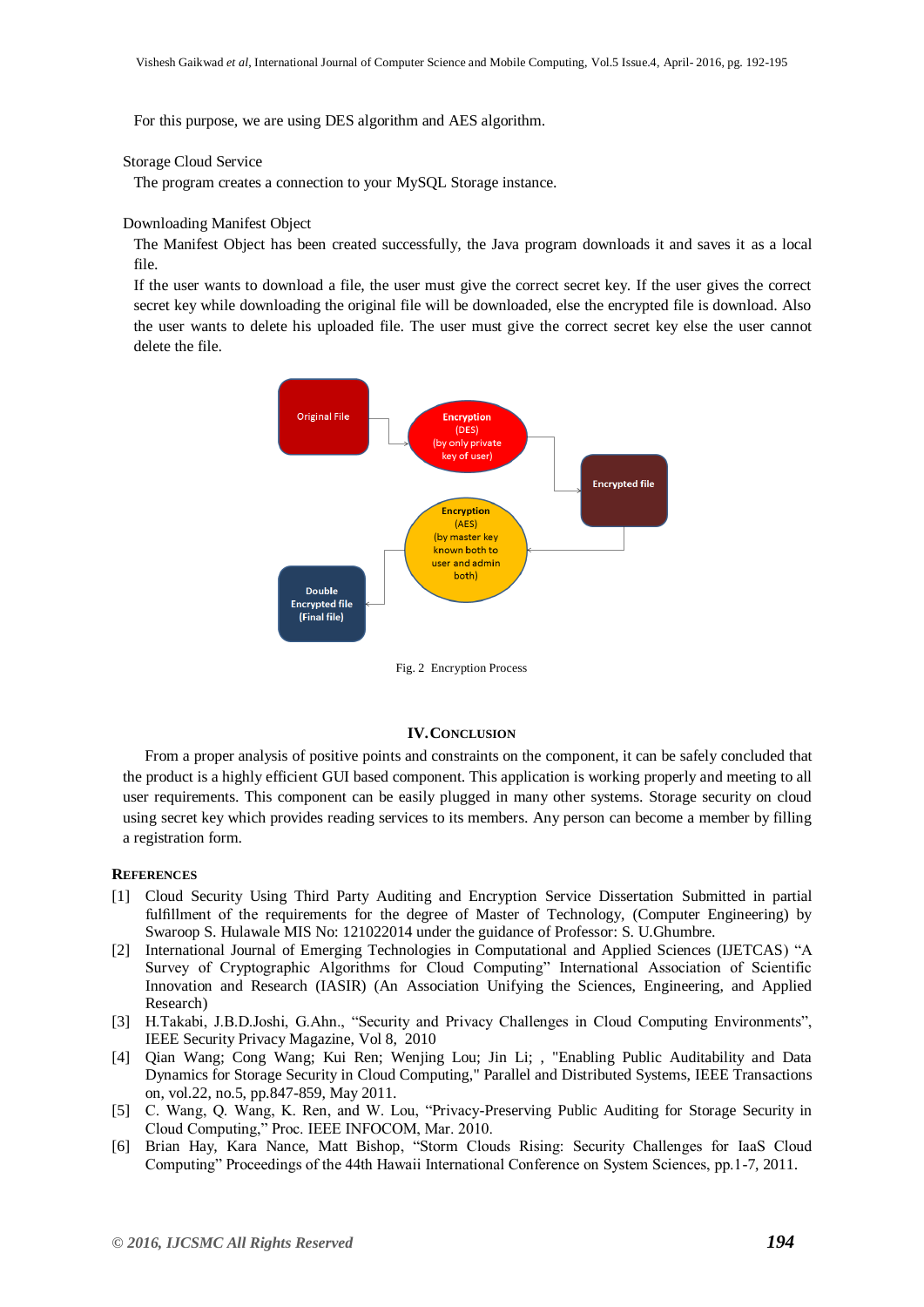For this purpose, we are using DES algorithm and AES algorithm.

Storage Cloud Service

The program creates a connection to your MySQL Storage instance.

Downloading Manifest Object

The Manifest Object has been created successfully, the Java program downloads it and saves it as a local file.

If the user wants to download a file, the user must give the correct secret key. If the user gives the correct secret key while downloading the original file will be downloaded, else the encrypted file is download. Also the user wants to delete his uploaded file. The user must give the correct secret key else the user cannot delete the file.

Original File

Encryption (DES) (by only private key of user)

Encrypted file

Encryption (AES) (by master key known both to user and admin both)

Double Encrypted file (Final file)

Fig. 2 Encryption Process

## IV. Conclusion

From a proper analysis of positive points and constraints on the component, it can be safely concluded that the product is a highly efficient GUI based component. This application is working properly and meeting to all user requirements. This component can be easily plugged in many other systems. Storage security on cloud using secret key which provides reading services to its members. Any person can become a member by filling a registration form.

## References

[1] Cloud Security Using Third Party Auditing and Encryption Service Dissertation Submitted in partial fulfillment of the requirements for the degree of Master of Technology, (Computer Engineering) by Swaroop S. Hulawale MIS No: 121022014 under the guidance of Professor: S. U.Ghumbre.

[2] International Journal of Emerging Technologies in Computational and Applied Sciences (IJETCAS) "A Survey of Cryptographic Algorithms for Cloud Computing" International Association of Scientific Innovation and Research (IASIR) (An Association Unifying the Sciences, Engineering, and Applied Research)

[3] H.Takabi, J.B.D.Joshi, G.Ahn., "Security and Privacy Challenges in Cloud Computing Environments", IEEE Security Privacy Magazine, Vol 8, 2010

[4] Qian Wang; Cong Wang; Kui Ren; Wenjing Lou; Jin Li; , "Enabling Public Auditability and Data Dynamics for Storage Security in Cloud Computing," Parallel and Distributed Systems, IEEE Transactions on, vol.22, no.5, pp.847-859, May 2011.

[5] C. Wang, Q. Wang, K. Ren, and W. Lou, "Privacy-Preserving Public Auditing for Storage Security in Cloud Computing," Proc. IEEE INFOCOM, Mar. 2010.

[6] Brian Hay, Kara Nance, Matt Bishop, "Storm Clouds Rising: Security Challenges for IaaS Cloud Computing" Proceedings of the 44th Hawaii International Conference on System Sciences, pp.1-7, 2011.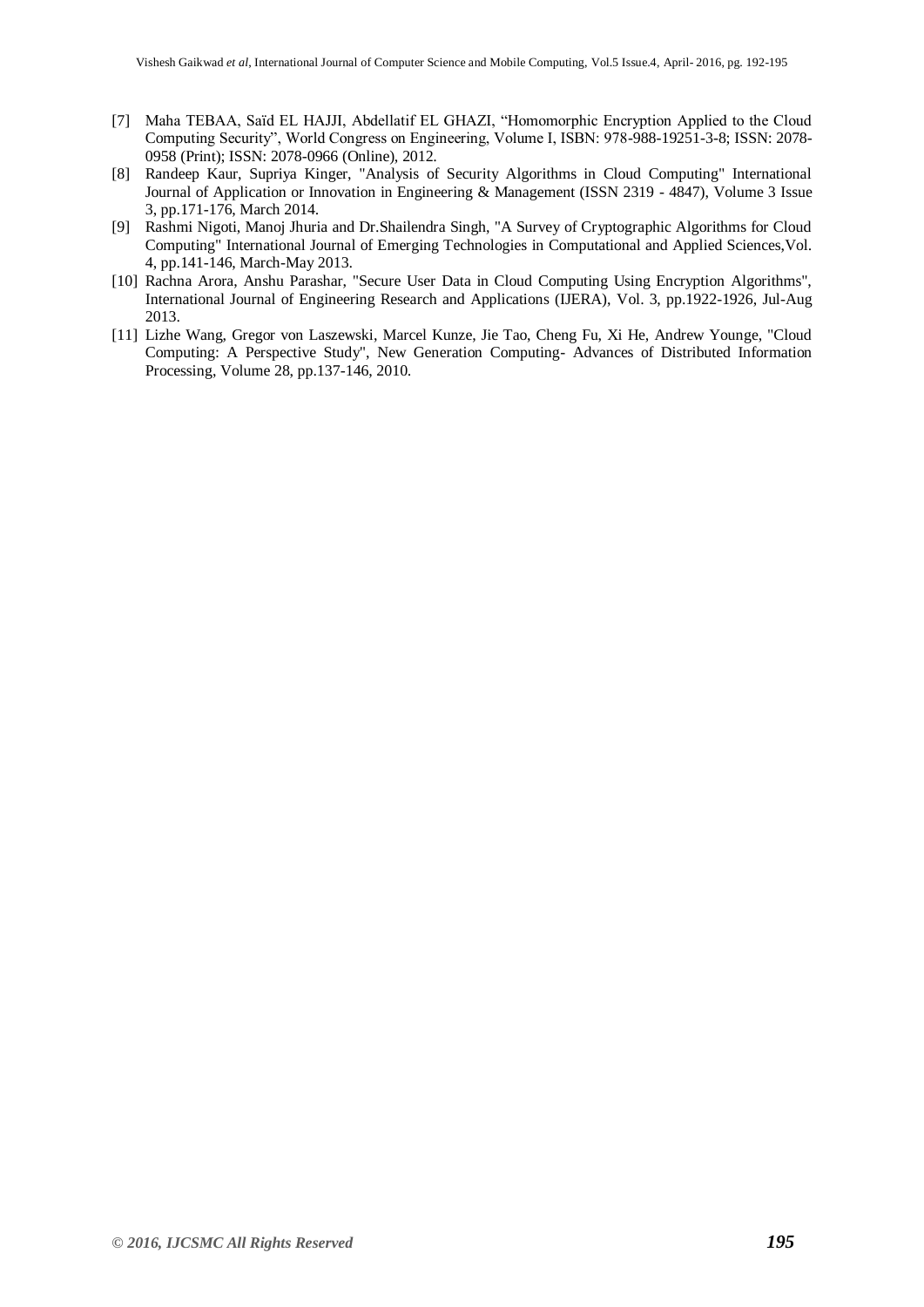[7] Maha TEBAA, Saïd EL HAJJI, Abdellatif EL GHAZI, "Homomorphic Encryption Applied to the Cloud Computing Security", World Congress on Engineering, Volume I, ISBN: 978-988-19251-3-8; ISSN: 2078-0958 (Print); ISSN: 2078-0966 (Online), 2012.

[8] Randeep Kaur, Supriya Kinger, "Analysis of Security Algorithms in Cloud Computing" International Journal of Application or Innovation in Engineering & Management (ISSN 2319 - 4847), Volume 3 Issue 3, pp.171-176, March 2014.

[9] Rashmi Nigoti, Manoj Jhuria and Dr.Shailendra Singh, "A Survey of Cryptographic Algorithms for Cloud Computing" International Journal of Emerging Technologies in Computational and Applied Sciences,Vol. 4, pp.141-146, March-May 2013.

[10] Rachna Arora, Anshu Parashar, "Secure User Data in Cloud Computing Using Encryption Algorithms", International Journal of Engineering Research and Applications (IJERA), Vol. 3, pp.1922-1926, Jul-Aug 2013.

[11] Lizhe Wang, Gregor von Laszewski, Marcel Kunze, Jie Tao, Cheng Fu, Xi He, Andrew Younge, "Cloud Computing: A Perspective Study", New Generation Computing- Advances of Distributed Information Processing, Volume 28, pp.137-146, 2010.